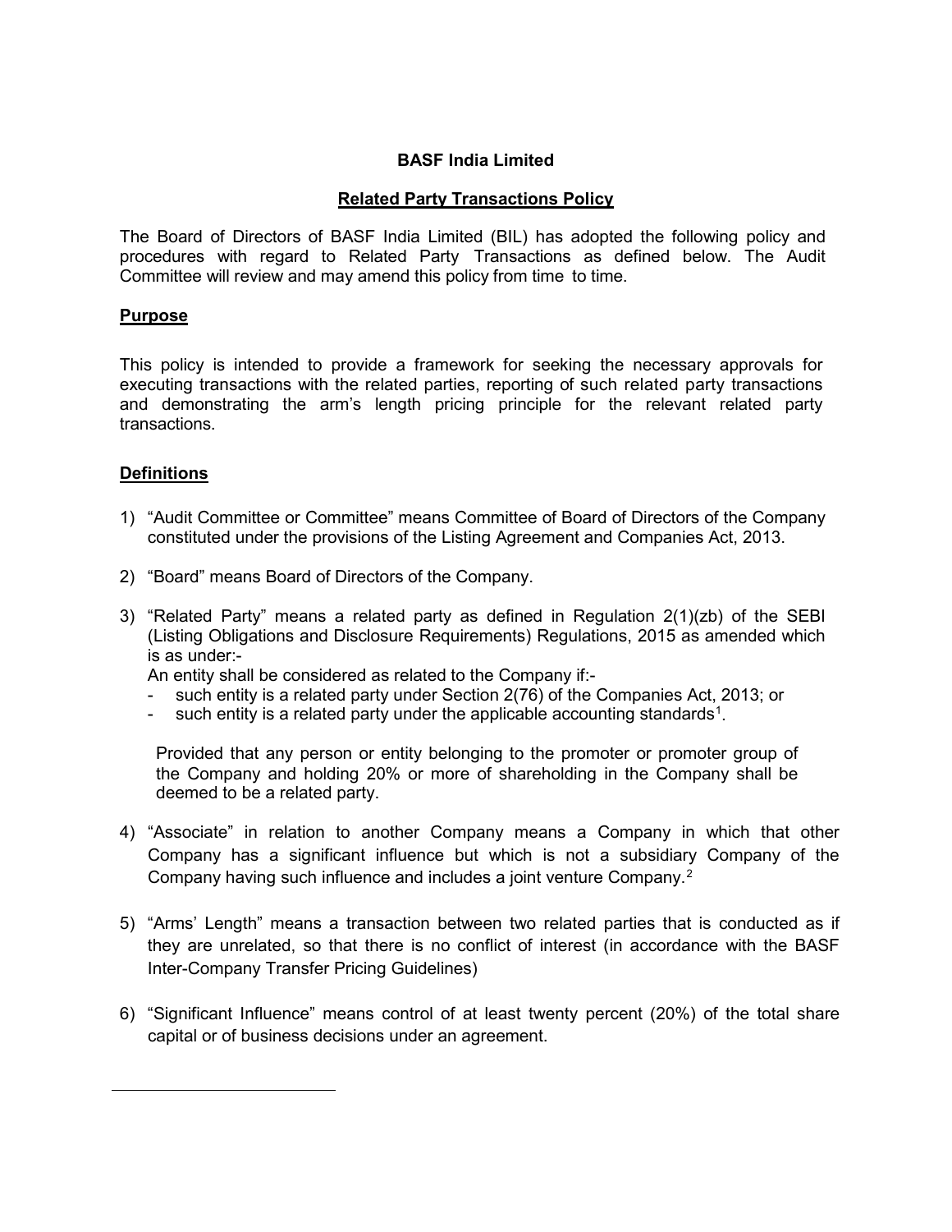# BASF India Limited

## Related Party Transactions Policy

The Board of Directors of BASF India Limited (BIL) has adopted the following policy and procedures with regard to Related Party Transactions as defined below. The Audit Committee will review and may amend this policy from time to time.

### Purpose

This policy is intended to provide a framework for seeking the necessary approvals for executing transactions with the related parties, reporting of such related party transactions and demonstrating the arm's length pricing principle for the relevant related party transactions.

### Definitions

1) "Audit Committee or Committee" means Committee of Board of Directors of the Company constituted under the provisions of the Listing Agreement and Companies Act, 2013.

2) "Board" means Board of Directors of the Company.

3) "Related Party" means a related party as defined in Regulation 2(1)(zb) of the SEBI (Listing Obligations and Disclosure Requirements) Regulations, 2015 as amended which is as under:-

   An entity shall be considered as related to the Company if:-
   - such entity is a related party under Section 2(76) of the Companies Act, 2013; or
   - such entity is a related party under the applicable accounting standards[1].

   Provided that any person or entity belonging to the promoter or promoter group of the Company and holding 20% or more of shareholding in the Company shall be deemed to be a related party.

4) "Associate" in relation to another Company means a Company in which that other Company has a significant influence but which is not a subsidiary Company of the Company having such influence and includes a joint venture Company.[2]

5) "Arms' Length" means a transaction between two related parties that is conducted as if they are unrelated, so that there is no conflict of interest (in accordance with the BASF Inter-Company Transfer Pricing Guidelines)

6) "Significant Influence" means control of at least twenty percent (20%) of the total share capital or of business decisions under an agreement.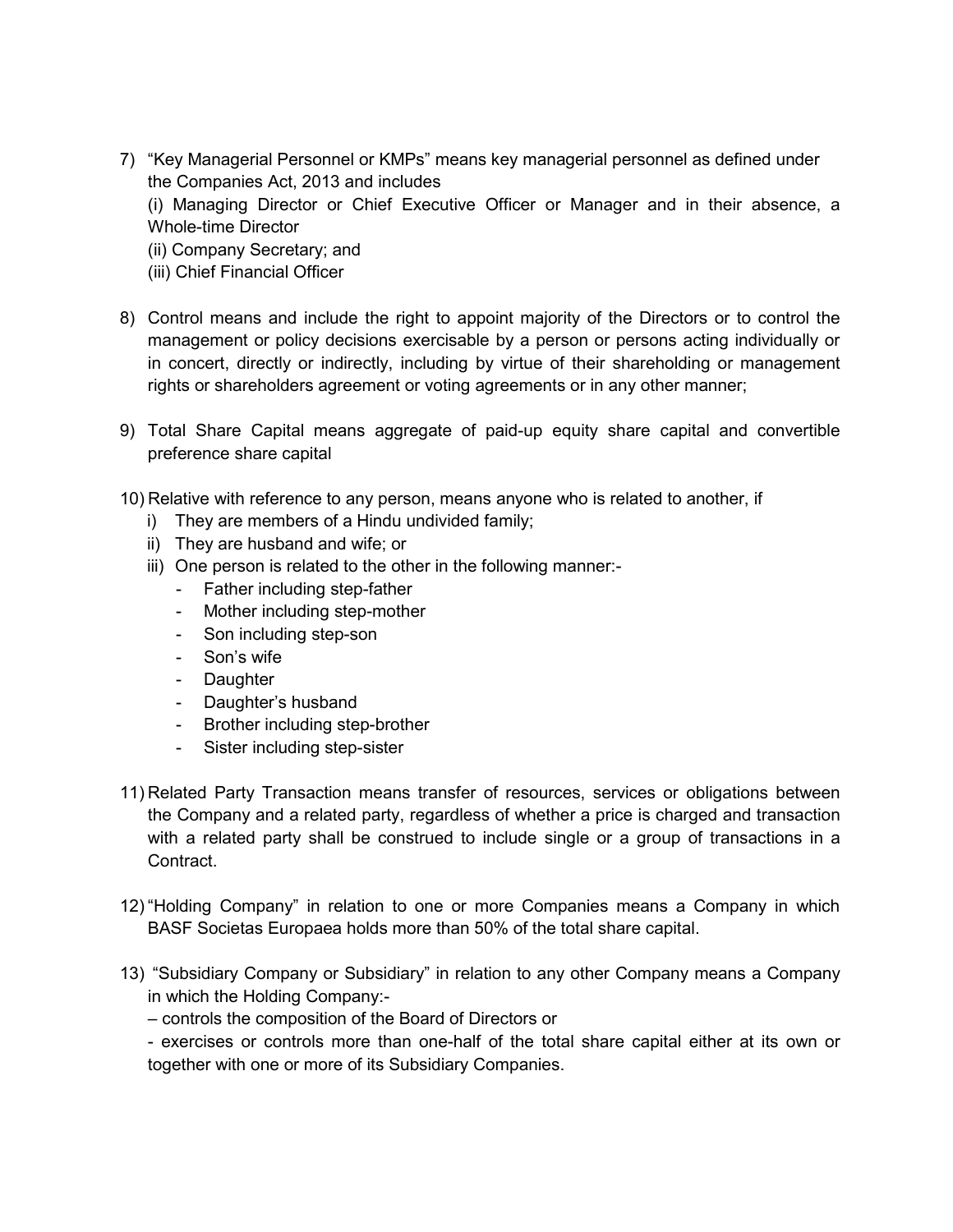7) "Key Managerial Personnel or KMPs" means key managerial personnel as defined under the Companies Act, 2013 and includes
   (i) Managing Director or Chief Executive Officer or Manager and in their absence, a Whole-time Director
   (ii) Company Secretary; and
   (iii) Chief Financial Officer

8) Control means and include the right to appoint majority of the Directors or to control the management or policy decisions exercisable by a person or persons acting individually or in concert, directly or indirectly, including by virtue of their shareholding or management rights or shareholders agreement or voting agreements or in any other manner;

9) Total Share Capital means aggregate of paid-up equity share capital and convertible preference share capital

10) Relative with reference to any person, means anyone who is related to another, if
    i) They are members of a Hindu undivided family;
    ii) They are husband and wife; or
    iii) One person is related to the other in the following manner:-
        - Father including step-father
        - Mother including step-mother
        - Son including step-son
        - Son's wife
        - Daughter
        - Daughter's husband
        - Brother including step-brother
        - Sister including step-sister

11) Related Party Transaction means transfer of resources, services or obligations between the Company and a related party, regardless of whether a price is charged and transaction with a related party shall be construed to include single or a group of transactions in a Contract.

12) "Holding Company" in relation to one or more Companies means a Company in which BASF Societas Europaea holds more than 50% of the total share capital.

13) "Subsidiary Company or Subsidiary" in relation to any other Company means a Company in which the Holding Company:-
    – controls the composition of the Board of Directors or
    - exercises or controls more than one-half of the total share capital either at its own or together with one or more of its Subsidiary Companies.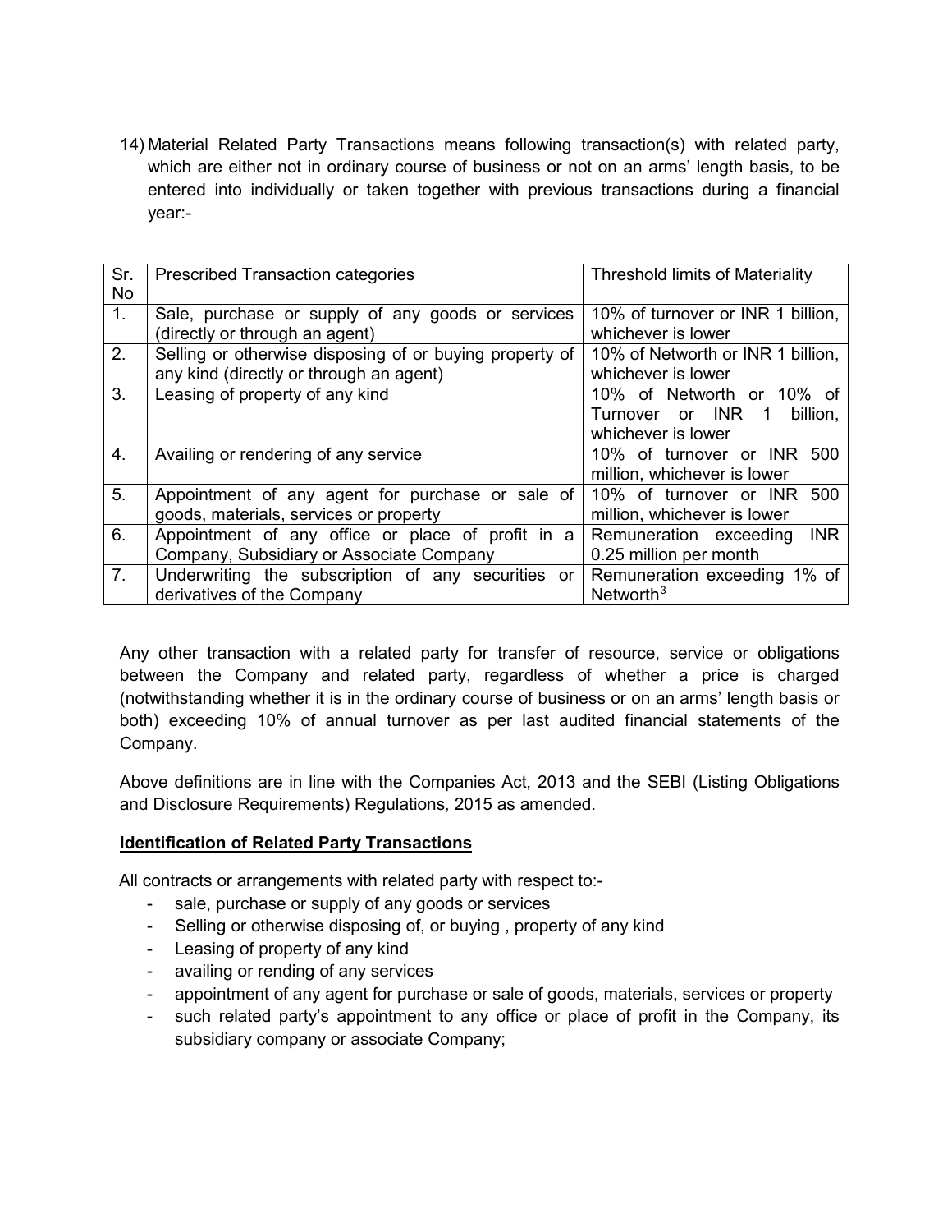14) Material Related Party Transactions means following transaction(s) with related party, which are either not in ordinary course of business or not on an arms' length basis, to be entered into individually or taken together with previous transactions during a financial year:-

| Sr. No | Prescribed Transaction categories | Threshold limits of Materiality |
|---|---|---|
| 1. | Sale, purchase or supply of any goods or services (directly or through an agent) | 10% of turnover or INR 1 billion, whichever is lower |
| 2. | Selling or otherwise disposing of or buying property of any kind (directly or through an agent) | 10% of Networth or INR 1 billion, whichever is lower |
| 3. | Leasing of property of any kind | 10% of Networth or 10% of Turnover or INR 1 billion, whichever is lower |
| 4. | Availing or rendering of any service | 10% of turnover or INR 500 million, whichever is lower |
| 5. | Appointment of any agent for purchase or sale of goods, materials, services or property | 10% of turnover or INR 500 million, whichever is lower |
| 6. | Appointment of any office or place of profit in a Company, Subsidiary or Associate Company | Remuneration exceeding INR 0.25 million per month |
| 7. | Underwriting the subscription of any securities or derivatives of the Company | Remuneration exceeding 1% of Networth[3] |

Any other transaction with a related party for transfer of resource, service or obligations between the Company and related party, regardless of whether a price is charged (notwithstanding whether it is in the ordinary course of business or on an arms' length basis or both) exceeding 10% of annual turnover as per last audited financial statements of the Company.

Above definitions are in line with the Companies Act, 2013 and the SEBI (Listing Obligations and Disclosure Requirements) Regulations, 2015 as amended.

**Identification of Related Party Transactions**

All contracts or arrangements with related party with respect to:-

- sale, purchase or supply of any goods or services
- Selling or otherwise disposing of, or buying , property of any kind
- Leasing of property of any kind
- availing or rending of any services
- appointment of any agent for purchase or sale of goods, materials, services or property
- such related party's appointment to any office or place of profit in the Company, its subsidiary company or associate Company;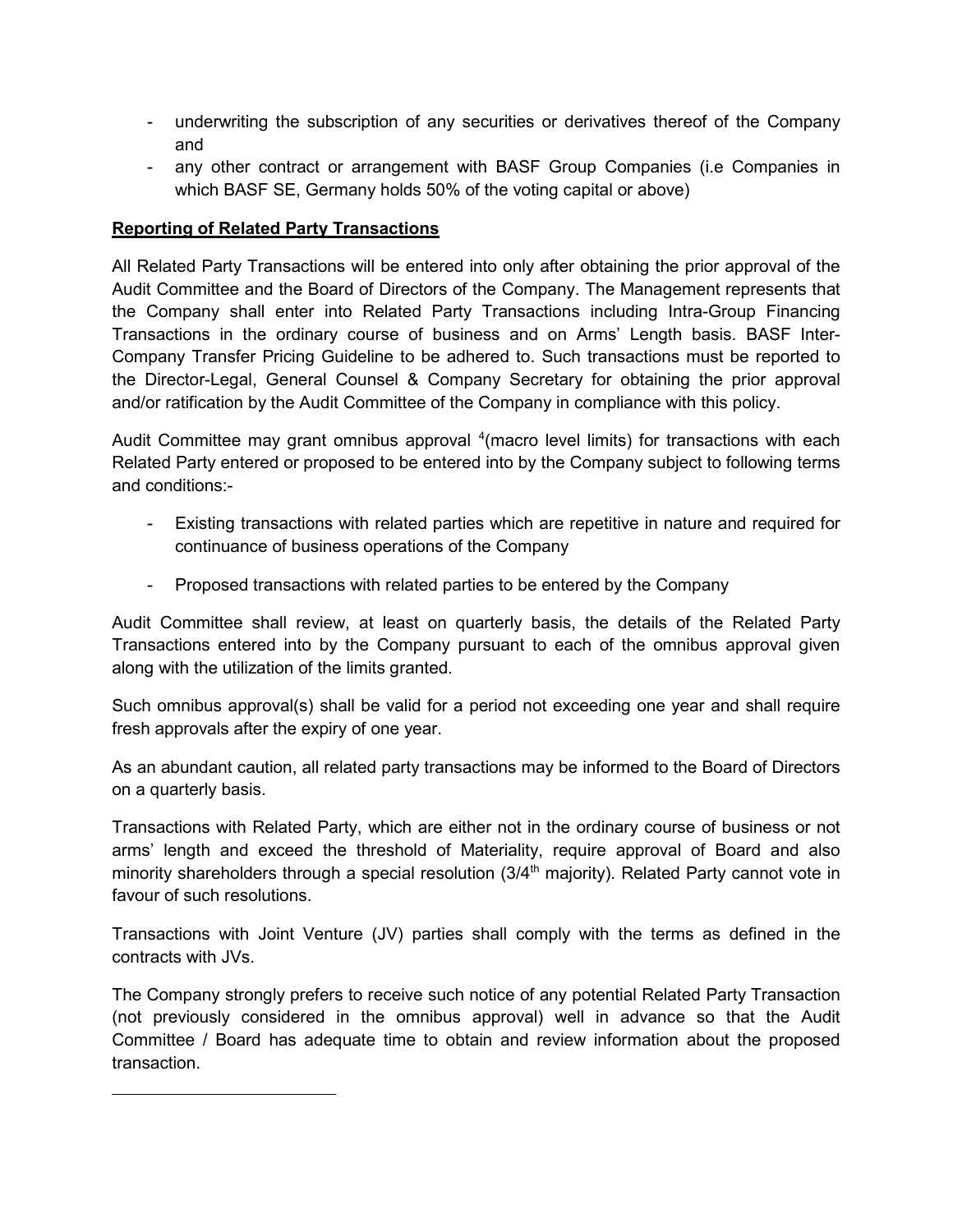- underwriting the subscription of any securities or derivatives thereof of the Company and
- any other contract or arrangement with BASF Group Companies (i.e Companies in which BASF SE, Germany holds 50% of the voting capital or above)

**Reporting of Related Party Transactions**

All Related Party Transactions will be entered into only after obtaining the prior approval of the Audit Committee and the Board of Directors of the Company. The Management represents that the Company shall enter into Related Party Transactions including Intra-Group Financing Transactions in the ordinary course of business and on Arms' Length basis. BASF Inter-Company Transfer Pricing Guideline to be adhered to. Such transactions must be reported to the Director-Legal, General Counsel & Company Secretary for obtaining the prior approval and/or ratification by the Audit Committee of the Company in compliance with this policy.

Audit Committee may grant omnibus approval [4](macro level limits) for transactions with each Related Party entered or proposed to be entered into by the Company subject to following terms and conditions:-

- Existing transactions with related parties which are repetitive in nature and required for continuance of business operations of the Company
- Proposed transactions with related parties to be entered by the Company

Audit Committee shall review, at least on quarterly basis, the details of the Related Party Transactions entered into by the Company pursuant to each of the omnibus approval given along with the utilization of the limits granted.

Such omnibus approval(s) shall be valid for a period not exceeding one year and shall require fresh approvals after the expiry of one year.

As an abundant caution, all related party transactions may be informed to the Board of Directors on a quarterly basis.

Transactions with Related Party, which are either not in the ordinary course of business or not arms' length and exceed the threshold of Materiality, require approval of Board and also minority shareholders through a special resolution (3/4[th] majority). Related Party cannot vote in favour of such resolutions.

Transactions with Joint Venture (JV) parties shall comply with the terms as defined in the contracts with JVs.

The Company strongly prefers to receive such notice of any potential Related Party Transaction (not previously considered in the omnibus approval) well in advance so that the Audit Committee / Board has adequate time to obtain and review information about the proposed transaction.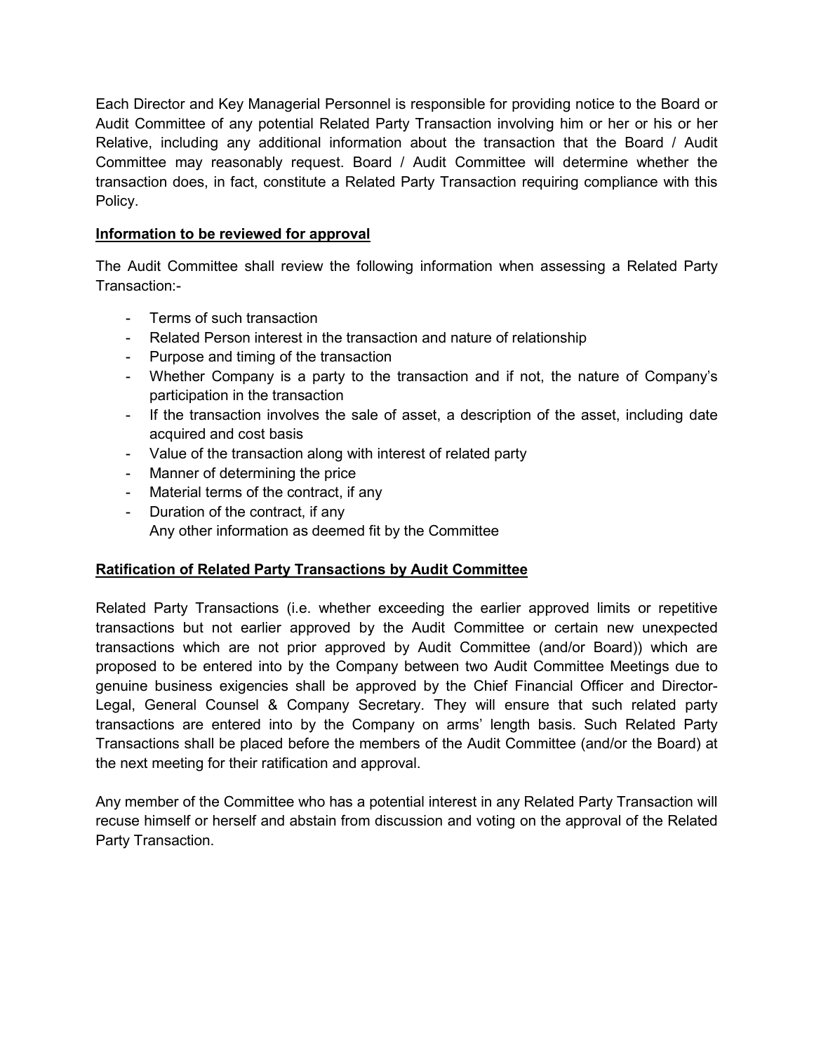Each Director and Key Managerial Personnel is responsible for providing notice to the Board or Audit Committee of any potential Related Party Transaction involving him or her or his or her Relative, including any additional information about the transaction that the Board / Audit Committee may reasonably request. Board / Audit Committee will determine whether the transaction does, in fact, constitute a Related Party Transaction requiring compliance with this Policy.

**Information to be reviewed for approval**

The Audit Committee shall review the following information when assessing a Related Party Transaction:-

- Terms of such transaction
- Related Person interest in the transaction and nature of relationship
- Purpose and timing of the transaction
- Whether Company is a party to the transaction and if not, the nature of Company's participation in the transaction
- If the transaction involves the sale of asset, a description of the asset, including date acquired and cost basis
- Value of the transaction along with interest of related party
- Manner of determining the price
- Material terms of the contract, if any
- Duration of the contract, if any
  Any other information as deemed fit by the Committee

**Ratification of Related Party Transactions by Audit Committee**

Related Party Transactions (i.e. whether exceeding the earlier approved limits or repetitive transactions but not earlier approved by the Audit Committee or certain new unexpected transactions which are not prior approved by Audit Committee (and/or Board)) which are proposed to be entered into by the Company between two Audit Committee Meetings due to genuine business exigencies shall be approved by the Chief Financial Officer and Director-Legal, General Counsel & Company Secretary. They will ensure that such related party transactions are entered into by the Company on arms' length basis. Such Related Party Transactions shall be placed before the members of the Audit Committee (and/or the Board) at the next meeting for their ratification and approval.

Any member of the Committee who has a potential interest in any Related Party Transaction will recuse himself or herself and abstain from discussion and voting on the approval of the Related Party Transaction.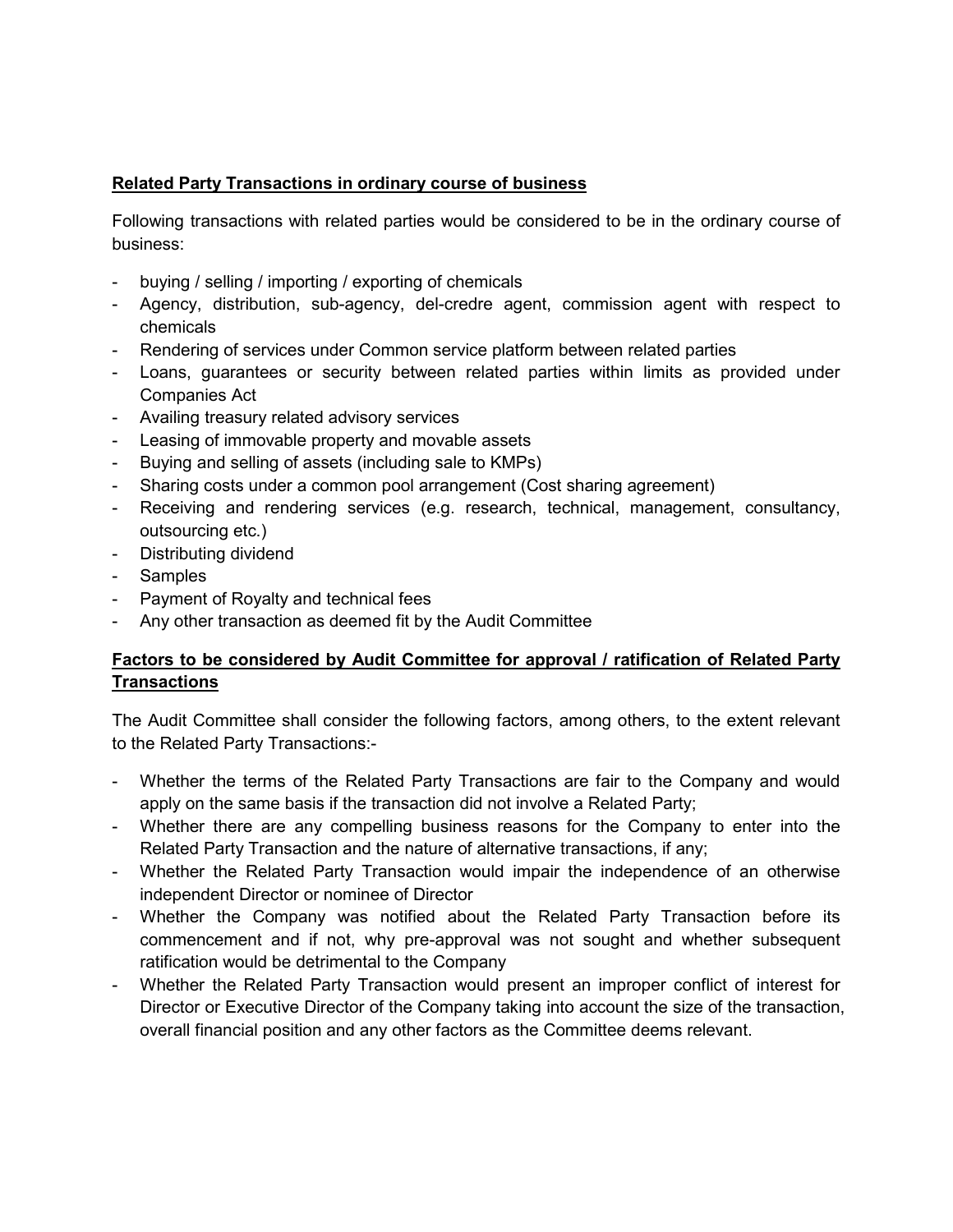**Related Party Transactions in ordinary course of business**

Following transactions with related parties would be considered to be in the ordinary course of business:

- buying / selling / importing / exporting of chemicals
- Agency, distribution, sub-agency, del-credre agent, commission agent with respect to chemicals
- Rendering of services under Common service platform between related parties
- Loans, guarantees or security between related parties within limits as provided under Companies Act
- Availing treasury related advisory services
- Leasing of immovable property and movable assets
- Buying and selling of assets (including sale to KMPs)
- Sharing costs under a common pool arrangement (Cost sharing agreement)
- Receiving and rendering services (e.g. research, technical, management, consultancy, outsourcing etc.)
- Distributing dividend
- Samples
- Payment of Royalty and technical fees
- Any other transaction as deemed fit by the Audit Committee

**Factors to be considered by Audit Committee for approval / ratification of Related Party Transactions**

The Audit Committee shall consider the following factors, among others, to the extent relevant to the Related Party Transactions:-

- Whether the terms of the Related Party Transactions are fair to the Company and would apply on the same basis if the transaction did not involve a Related Party;
- Whether there are any compelling business reasons for the Company to enter into the Related Party Transaction and the nature of alternative transactions, if any;
- Whether the Related Party Transaction would impair the independence of an otherwise independent Director or nominee of Director
- Whether the Company was notified about the Related Party Transaction before its commencement and if not, why pre-approval was not sought and whether subsequent ratification would be detrimental to the Company
- Whether the Related Party Transaction would present an improper conflict of interest for Director or Executive Director of the Company taking into account the size of the transaction, overall financial position and any other factors as the Committee deems relevant.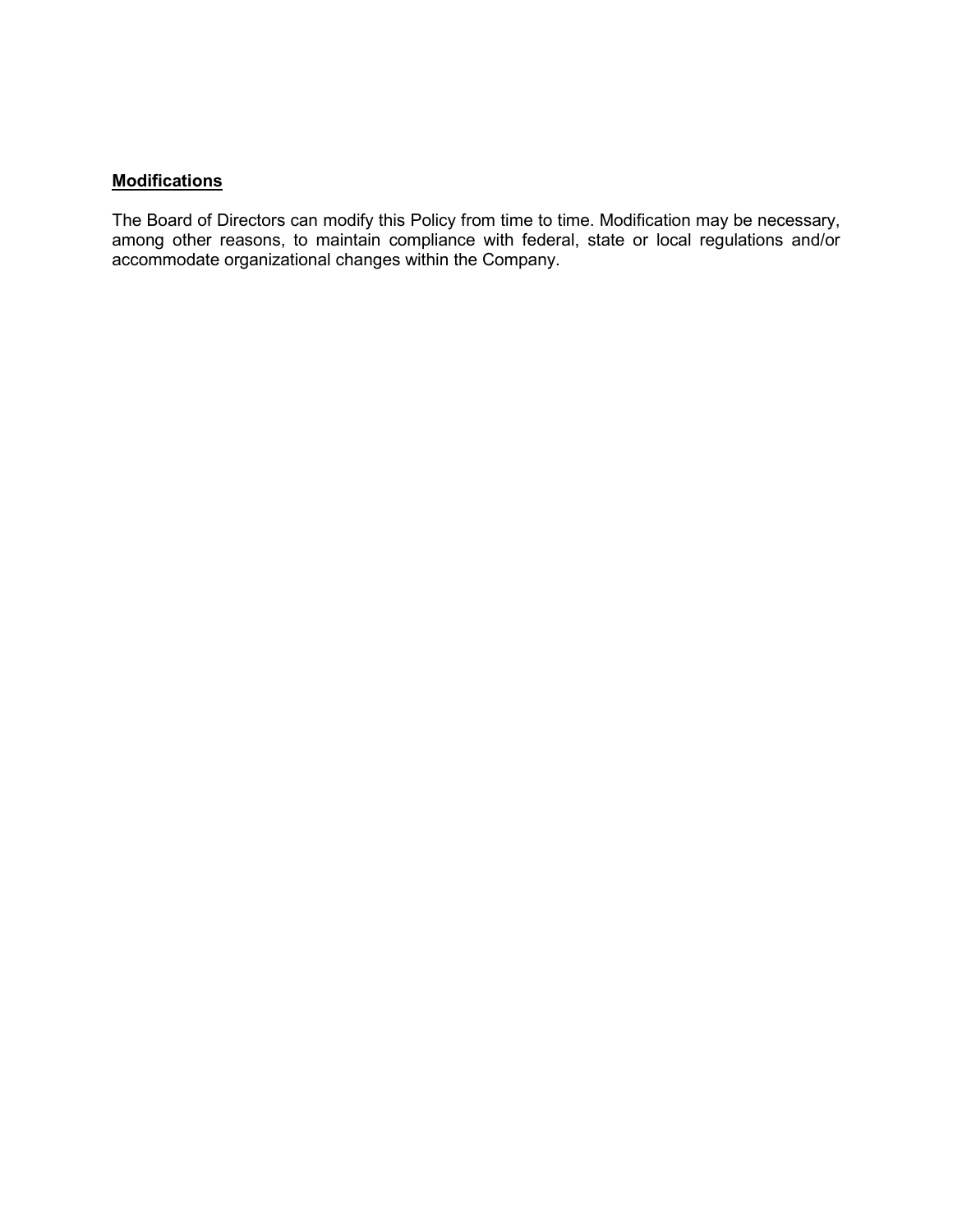**Modifications**

The Board of Directors can modify this Policy from time to time. Modification may be necessary, among other reasons, to maintain compliance with federal, state or local regulations and/or accommodate organizational changes within the Company.